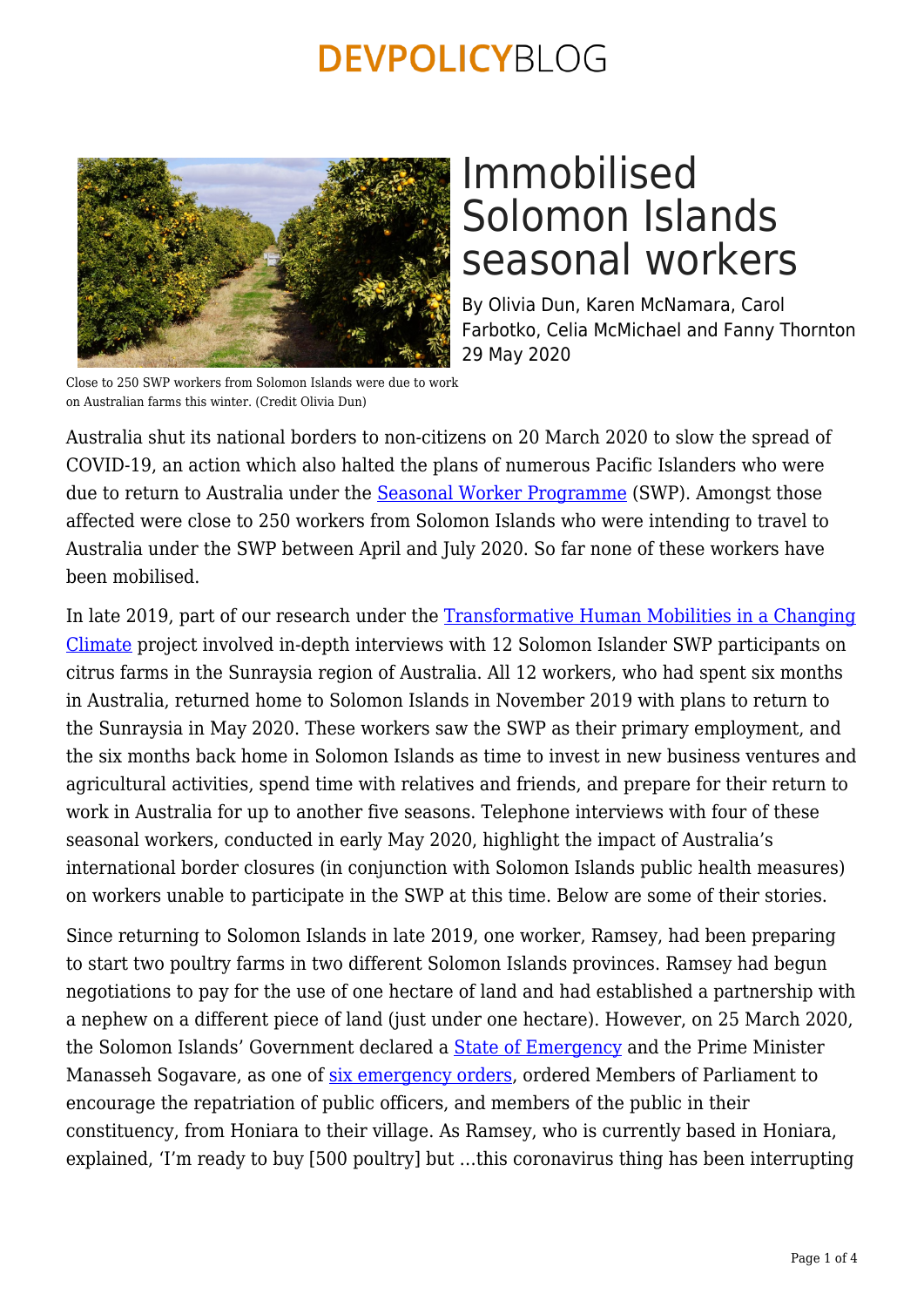# Immobilised Solomon Islands seasonal workers

By Olivia Dun, Karen McNamara, Carol Farbotko, Celia McMichael and Fanny Thornton
29 May 2020

Close to 250 SWP workers from Solomon Islands were due to work on Australian farms this winter. (Credit Olivia Dun)

Australia shut its national borders to non-citizens on 20 March 2020 to slow the spread of COVID-19, an action which also halted the plans of numerous Pacific Islanders who were due to return to Australia under the Seasonal Worker Programme (SWP). Amongst those affected were close to 250 workers from Solomon Islands who were intending to travel to Australia under the SWP between April and July 2020. So far none of these workers have been mobilised.

In late 2019, part of our research under the Transformative Human Mobilities in a Changing Climate project involved in-depth interviews with 12 Solomon Islander SWP participants on citrus farms in the Sunraysia region of Australia. All 12 workers, who had spent six months in Australia, returned home to Solomon Islands in November 2019 with plans to return to the Sunraysia in May 2020. These workers saw the SWP as their primary employment, and the six months back home in Solomon Islands as time to invest in new business ventures and agricultural activities, spend time with relatives and friends, and prepare for their return to work in Australia for up to another five seasons. Telephone interviews with four of these seasonal workers, conducted in early May 2020, highlight the impact of Australia's international border closures (in conjunction with Solomon Islands public health measures) on workers unable to participate in the SWP at this time. Below are some of their stories.

Since returning to Solomon Islands in late 2019, one worker, Ramsey, had been preparing to start two poultry farms in two different Solomon Islands provinces. Ramsey had begun negotiations to pay for the use of one hectare of land and had established a partnership with a nephew on a different piece of land (just under one hectare). However, on 25 March 2020, the Solomon Islands' Government declared a State of Emergency and the Prime Minister Manasseh Sogavare, as one of six emergency orders, ordered Members of Parliament to encourage the repatriation of public officers, and members of the public in their constituency, from Honiara to their village. As Ramsey, who is currently based in Honiara, explained, 'I'm ready to buy [500 poultry] but …this coronavirus thing has been interrupting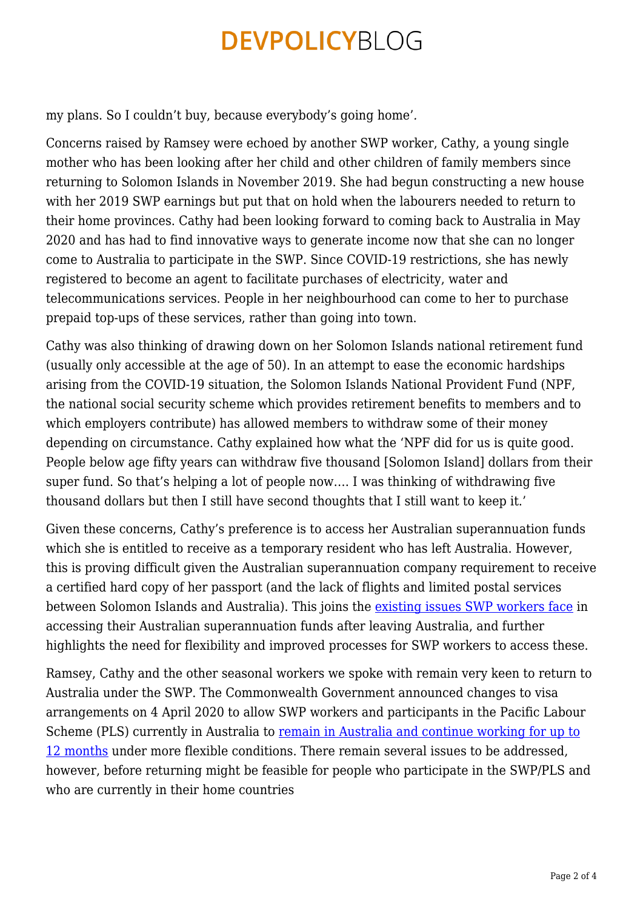my plans. So I couldn't buy, because everybody's going home'.

Concerns raised by Ramsey were echoed by another SWP worker, Cathy, a young single mother who has been looking after her child and other children of family members since returning to Solomon Islands in November 2019. She had begun constructing a new house with her 2019 SWP earnings but put that on hold when the labourers needed to return to their home provinces. Cathy had been looking forward to coming back to Australia in May 2020 and has had to find innovative ways to generate income now that she can no longer come to Australia to participate in the SWP. Since COVID-19 restrictions, she has newly registered to become an agent to facilitate purchases of electricity, water and telecommunications services. People in her neighbourhood can come to her to purchase prepaid top-ups of these services, rather than going into town.

Cathy was also thinking of drawing down on her Solomon Islands national retirement fund (usually only accessible at the age of 50). In an attempt to ease the economic hardships arising from the COVID-19 situation, the Solomon Islands National Provident Fund (NPF, the national social security scheme which provides retirement benefits to members and to which employers contribute) has allowed members to withdraw some of their money depending on circumstance. Cathy explained how what the 'NPF did for us is quite good. People below age fifty years can withdraw five thousand [Solomon Island] dollars from their super fund. So that's helping a lot of people now…. I was thinking of withdrawing five thousand dollars but then I still have second thoughts that I still want to keep it.'

Given these concerns, Cathy's preference is to access her Australian superannuation funds which she is entitled to receive as a temporary resident who has left Australia. However, this is proving difficult given the Australian superannuation company requirement to receive a certified hard copy of her passport (and the lack of flights and limited postal services between Solomon Islands and Australia). This joins the existing issues SWP workers face in accessing their Australian superannuation funds after leaving Australia, and further highlights the need for flexibility and improved processes for SWP workers to access these.

Ramsey, Cathy and the other seasonal workers we spoke with remain very keen to return to Australia under the SWP. The Commonwealth Government announced changes to visa arrangements on 4 April 2020 to allow SWP workers and participants in the Pacific Labour Scheme (PLS) currently in Australia to remain in Australia and continue working for up to 12 months under more flexible conditions. There remain several issues to be addressed, however, before returning might be feasible for people who participate in the SWP/PLS and who are currently in their home countries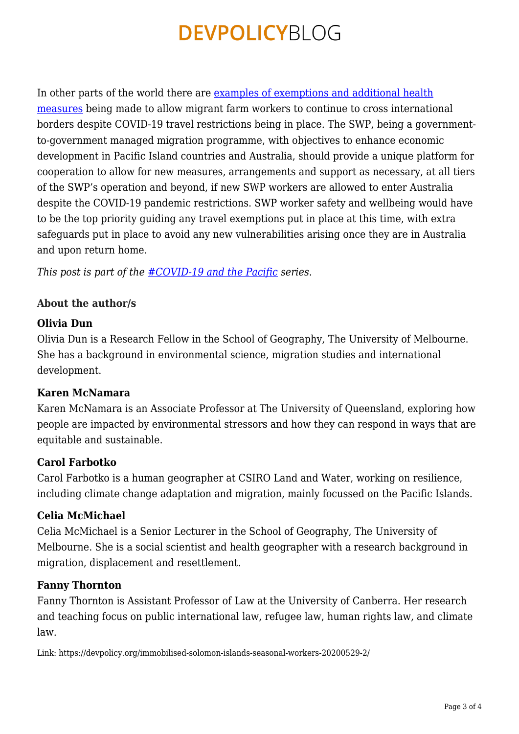In other parts of the world there are [examples of exemptions and additional health measures]() being made to allow migrant farm workers to continue to cross international borders despite COVID-19 travel restrictions being in place. The SWP, being a government-to-government managed migration programme, with objectives to enhance economic development in Pacific Island countries and Australia, should provide a unique platform for cooperation to allow for new measures, arrangements and support as necessary, at all tiers of the SWP's operation and beyond, if new SWP workers are allowed to enter Australia despite the COVID-19 pandemic restrictions. SWP worker safety and wellbeing would have to be the top priority guiding any travel exemptions put in place at this time, with extra safeguards put in place to avoid any new vulnerabilities arising once they are in Australia and upon return home.

*This post is part of the [#COVID-19 and the Pacific]() series.*

**About the author/s**

**Olivia Dun**
Olivia Dun is a Research Fellow in the School of Geography, The University of Melbourne. She has a background in environmental science, migration studies and international development.

**Karen McNamara**
Karen McNamara is an Associate Professor at The University of Queensland, exploring how people are impacted by environmental stressors and how they can respond in ways that are equitable and sustainable.

**Carol Farbotko**
Carol Farbotko is a human geographer at CSIRO Land and Water, working on resilience, including climate change adaptation and migration, mainly focussed on the Pacific Islands.

**Celia McMichael**
Celia McMichael is a Senior Lecturer in the School of Geography, The University of Melbourne. She is a social scientist and health geographer with a research background in migration, displacement and resettlement.

**Fanny Thornton**
Fanny Thornton is Assistant Professor of Law at the University of Canberra. Her research and teaching focus on public international law, refugee law, human rights law, and climate law.

Link: https://devpolicy.org/immobilised-solomon-islands-seasonal-workers-20200529-2/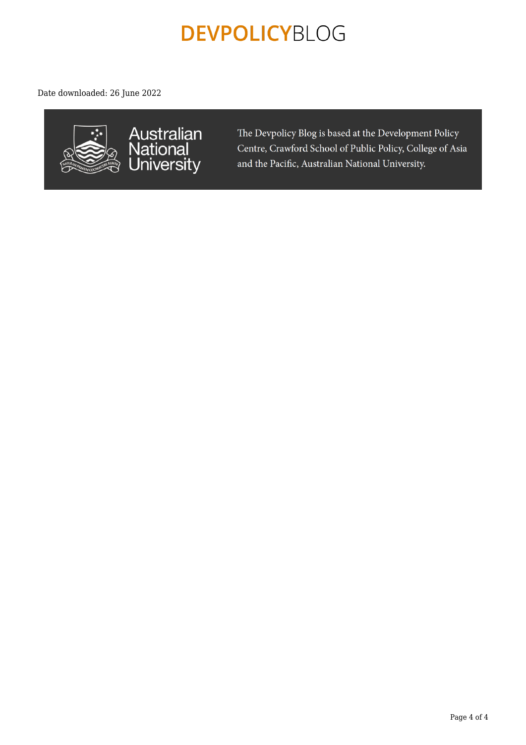Date downloaded: 26 June 2022

Australian National University

The Devpolicy Blog is based at the Development Policy Centre, Crawford School of Public Policy, College of Asia and the Pacific, Australian National University.